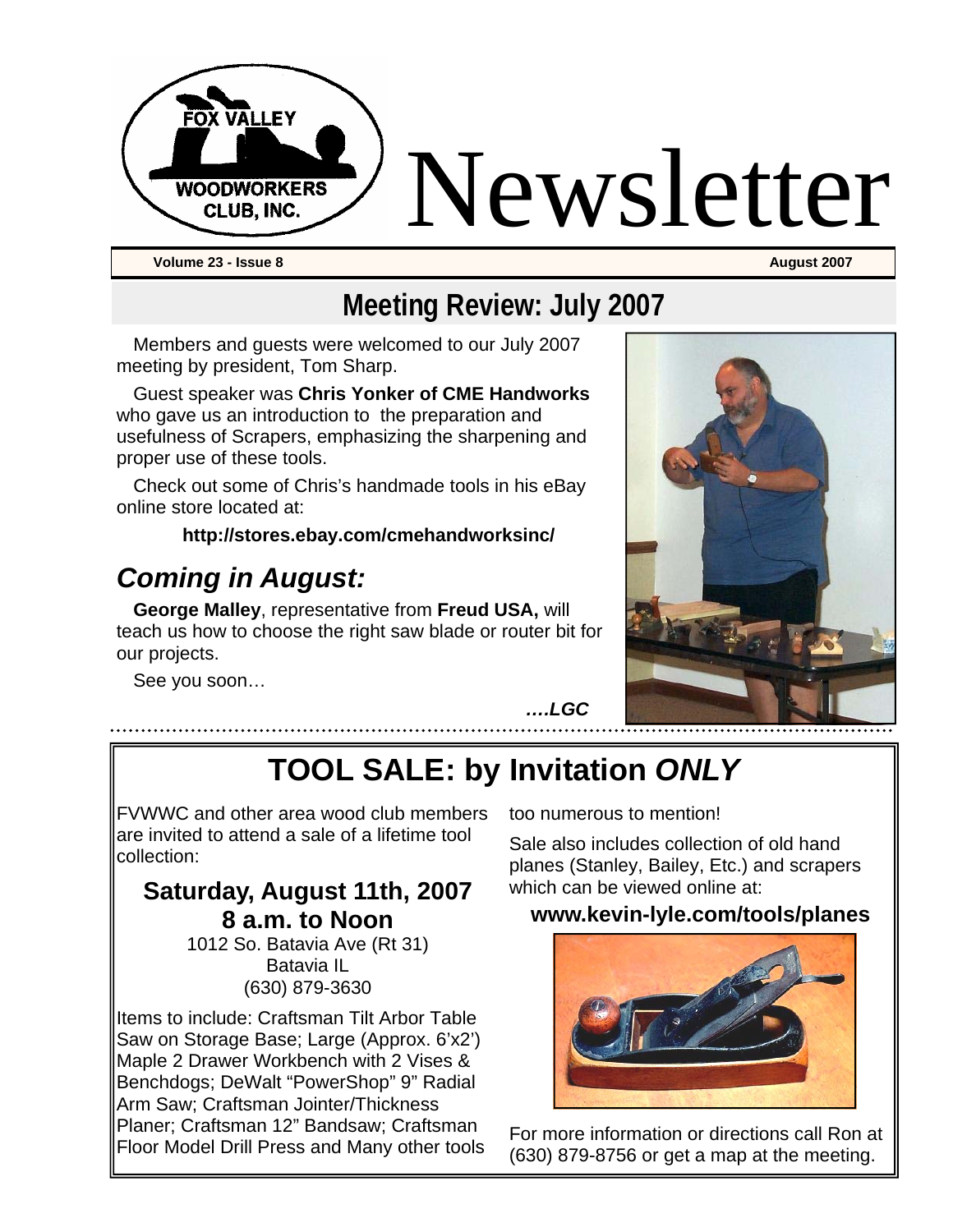# Newsletter

**Volume 23 - Issue 8** **August 2007**

## Meeting Review: July 2007

Members and guests were welcomed to our July 2007 meeting by president, Tom Sharp.

Guest speaker was **Chris Yonker of CME Handworks** who gave us an introduction to the preparation and usefulness of Scrapers, emphasizing the sharpening and proper use of these tools.

Check out some of Chris's handmade tools in his eBay online store located at:

**http://stores.ebay.com/cmehandworksinc/**

### *Coming in August:*

**George Malley**, representative from **Freud USA,** will teach us how to choose the right saw blade or router bit for our projects.

See you soon…

***….LGC***

## TOOL SALE: by Invitation *ONLY*

FVWWC and other area wood club members are invited to attend a sale of a lifetime tool collection:

**Saturday, August 11th, 2007**
**8 a.m. to Noon**

1012 So. Batavia Ave (Rt 31)
Batavia IL
(630) 879-3630

Items to include: Craftsman Tilt Arbor Table Saw on Storage Base; Large (Approx. 6'x2') Maple 2 Drawer Workbench with 2 Vises & Benchdogs; DeWalt "PowerShop" 9" Radial Arm Saw; Craftsman Jointer/Thickness Planer; Craftsman 12" Bandsaw; Craftsman Floor Model Drill Press and Many other tools too numerous to mention!

Sale also includes collection of old hand planes (Stanley, Bailey, Etc.) and scrapers which can be viewed online at:

**www.kevin-lyle.com/tools/planes**

For more information or directions call Ron at (630) 879-8756 or get a map at the meeting.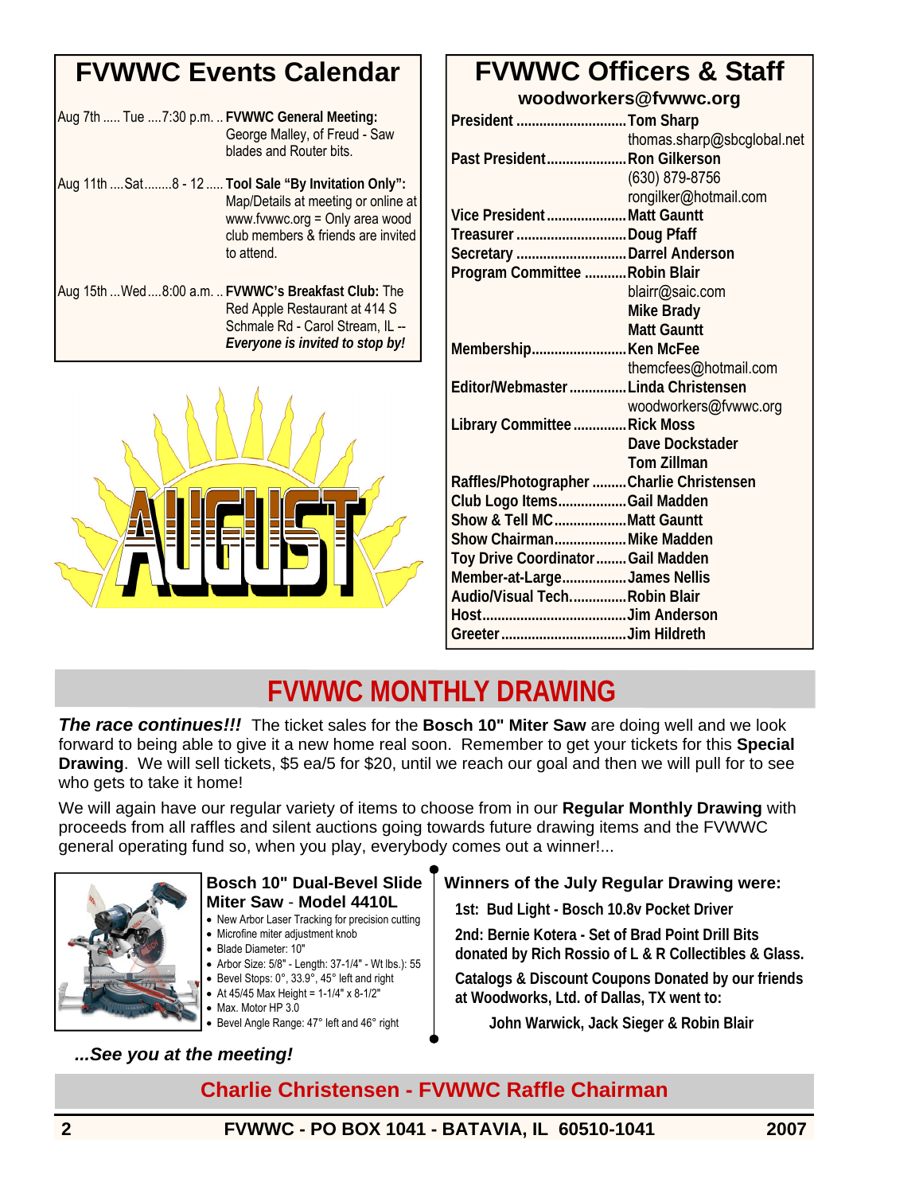## FVWWC Events Calendar

Aug 7th ..... Tue ....7:30 p.m. .. **FVWWC General Meeting:** George Malley, of Freud - Saw blades and Router bits.

Aug 11th ....Sat........8 - 12 ..... **Tool Sale "By Invitation Only":** Map/Details at meeting or online at www.fvwwc.org = Only area wood club members & friends are invited to attend.

Aug 15th ...Wed....8:00 a.m. .. **FVWWC's Breakfast Club:** The Red Apple Restaurant at 414 S Schmale Rd - Carol Stream, IL -- ***Everyone is invited to stop by!***

## FVWWC Officers & Staff

**woodworkers@fvwwc.org**

**President** ............................. **Tom Sharp**
thomas.sharp@sbcglobal.net

**Past President** ..................... **Ron Gilkerson**
(630) 879-8756
rongilker@hotmail.com

**Vice President** ..................... **Matt Gauntt**

**Treasurer** ............................. **Doug Pfaff**

**Secretary** ............................. **Darrel Anderson**

**Program Committee** ........... **Robin Blair**
blairr@saic.com
**Mike Brady**
**Matt Gauntt**

**Membership** ......................... **Ken McFee**
themcfees@hotmail.com

**Editor/Webmaster** ............... **Linda Christensen**
woodworkers@fvwwc.org

**Library Committee** ............. **Rick Moss**
**Dave Dockstader**
**Tom Zillman**

**Raffles/Photographer** ......... **Charlie Christensen**

**Club Logo Items** .................. **Gail Madden**

**Show & Tell MC** ................... **Matt Gauntt**

**Show Chairman** ................... **Mike Madden**

**Toy Drive Coordinator** ........ **Gail Madden**

**Member-at-Large** ................. **James Nellis**

**Audio/Visual Tech** ................ **Robin Blair**

**Host** ...................................... **Jim Anderson**

**Greeter** ................................. **Jim Hildreth**

## FVWWC MONTHLY DRAWING

***The race continues!!!*** The ticket sales for the **Bosch 10" Miter Saw** are doing well and we look forward to being able to give it a new home real soon. Remember to get your tickets for this **Special Drawing**. We will sell tickets, $5 ea/5 for $20, until we reach our goal and then we will pull for to see who gets to take it home!

We will again have our regular variety of items to choose from in our **Regular Monthly Drawing** with proceeds from all raffles and silent auctions going towards future drawing items and the FVWWC general operating fund so, when you play, everybody comes out a winner!...

### Bosch 10" Dual-Bevel Slide Miter Saw - Model 4410L

- New Arbor Laser Tracking for precision cutting
- Microfine miter adjustment knob
- Blade Diameter: 10"
- Arbor Size: 5/8" - Length: 37-1/4" - Wt lbs.): 55
- Bevel Stops: 0°, 33.9°, 45° left and right
- At 45/45 Max Height = 1-1/4" x 8-1/2"
- Max. Motor HP 3.0
- Bevel Angle Range: 47° left and 46° right

### Winners of the July Regular Drawing were:

**1st: Bud Light - Bosch 10.8v Pocket Driver**

**2nd: Bernie Kotera - Set of Brad Point Drill Bits donated by Rich Rossio of L & R Collectibles & Glass.**

**Catalogs & Discount Coupons Donated by our friends at Woodworks, Ltd. of Dallas, TX went to:**

**John Warwick, Jack Sieger & Robin Blair**

***...See you at the meeting!***

**Charlie Christensen - FVWWC Raffle Chairman**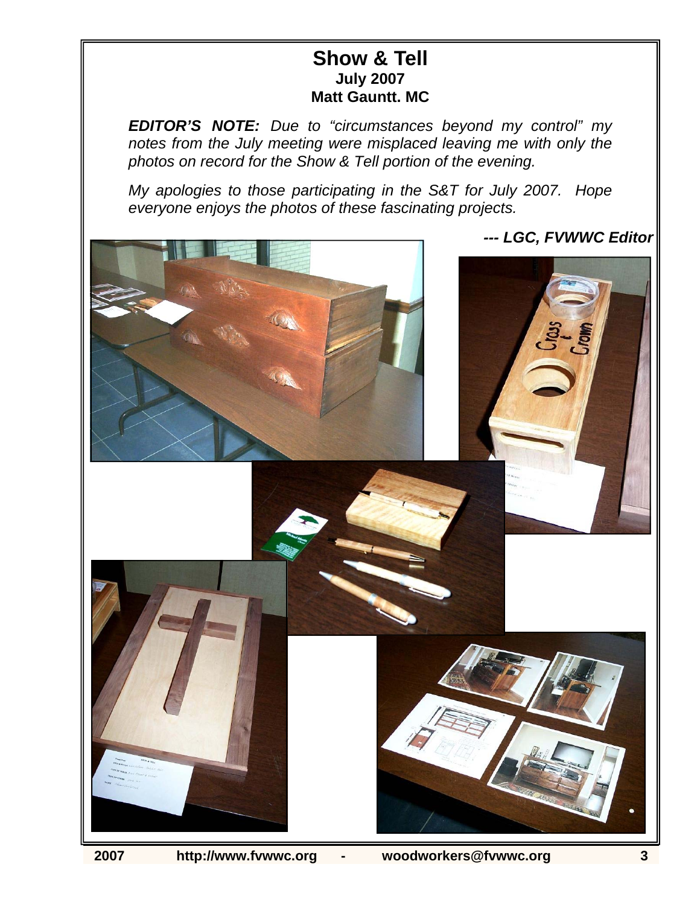# Show & Tell

**July 2007**

**Matt Gauntt. MC**

***EDITOR'S NOTE:*** *Due to "circumstances beyond my control" my notes from the July meeting were misplaced leaving me with only the photos on record for the Show & Tell portion of the evening.*

*My apologies to those participating in the S&T for July 2007. Hope everyone enjoys the photos of these fascinating projects.*

***--- LGC, FVWWC Editor***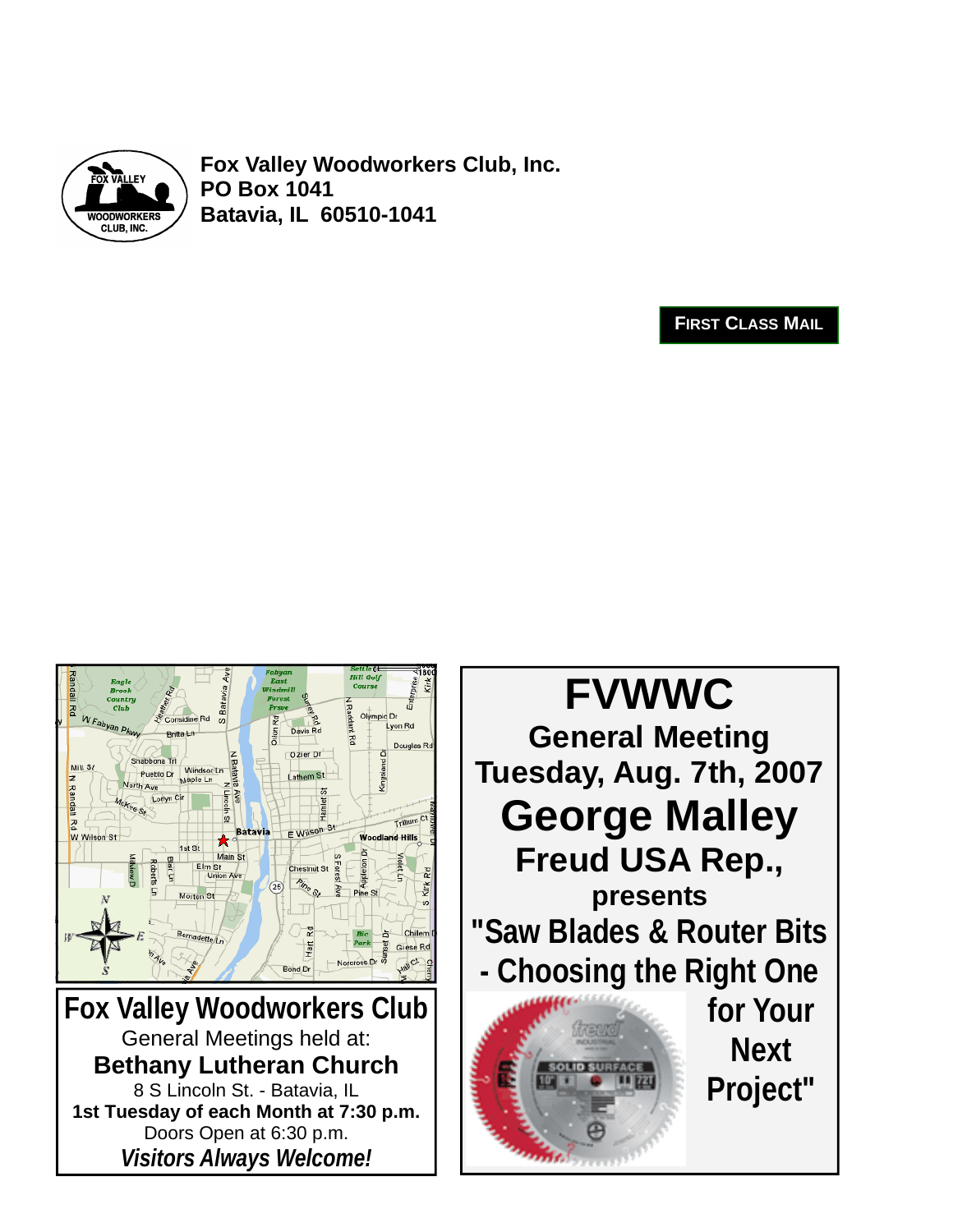**Fox Valley Woodworkers Club, Inc.**
**PO Box 1041**
**Batavia, IL 60510-1041**

**FIRST CLASS MAIL**

# Fox Valley Woodworkers Club

General Meetings held at:

**Bethany Lutheran Church**

8 S Lincoln St. - Batavia, IL

**1st Tuesday of each Month at 7:30 p.m.**

Doors Open at 6:30 p.m.

***Visitors Always Welcome!***

# FVWWC

## General Meeting
## Tuesday, Aug. 7th, 2007

# George Malley

## Freud USA Rep.,

**presents**

## "Saw Blades & Router Bits - Choosing the Right One for Your Next Project"